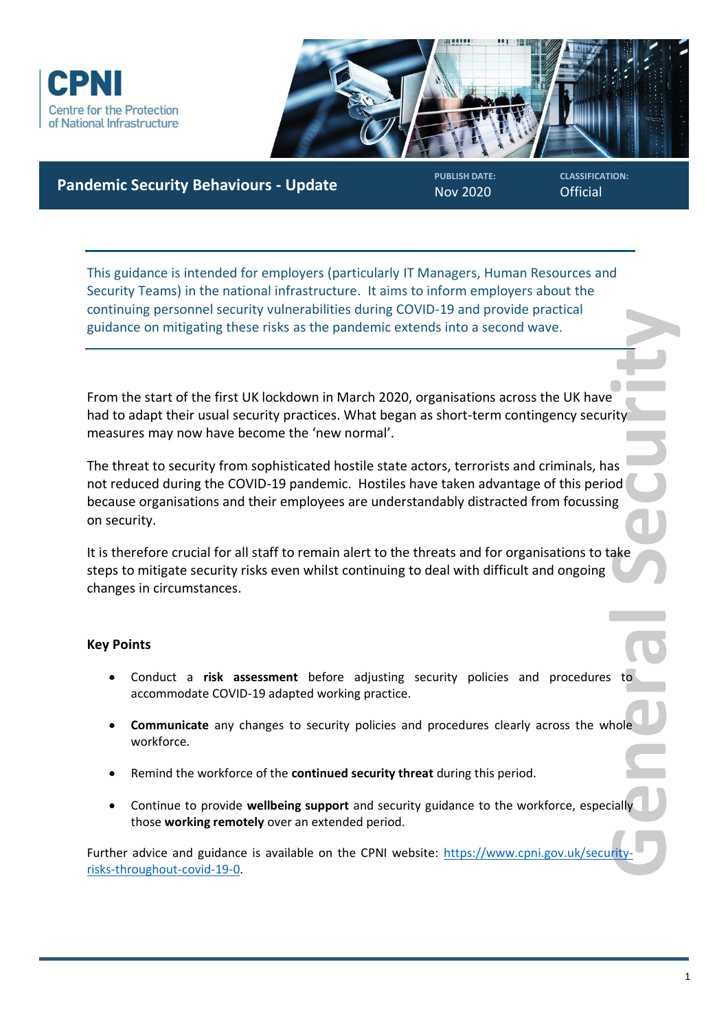CPNI
Centre for the Protection of National Infrastructure

# Pandemic Security Behaviours - Update

**PUBLISH DATE:** Nov 2020

**CLASSIFICATION:** Official

This guidance is intended for employers (particularly IT Managers, Human Resources and Security Teams) in the national infrastructure. It aims to inform employers about the continuing personnel security vulnerabilities during COVID-19 and provide practical guidance on mitigating these risks as the pandemic extends into a second wave.

From the start of the first UK lockdown in March 2020, organisations across the UK have had to adapt their usual security practices. What began as short-term contingency security measures may now have become the 'new normal'.

The threat to security from sophisticated hostile state actors, terrorists and criminals, has not reduced during the COVID-19 pandemic. Hostiles have taken advantage of this period because organisations and their employees are understandably distracted from focussing on security.

It is therefore crucial for all staff to remain alert to the threats and for organisations to take steps to mitigate security risks even whilst continuing to deal with difficult and ongoing changes in circumstances.

### Key Points

- Conduct a **risk assessment** before adjusting security policies and procedures to accommodate COVID-19 adapted working practice.
- **Communicate** any changes to security policies and procedures clearly across the whole workforce.
- Remind the workforce of the **continued security threat** during this period.
- Continue to provide **wellbeing support** and security guidance to the workforce, especially those **working remotely** over an extended period.

Further advice and guidance is available on the CPNI website: https://www.cpni.gov.uk/security-risks-throughout-covid-19-0.

General Security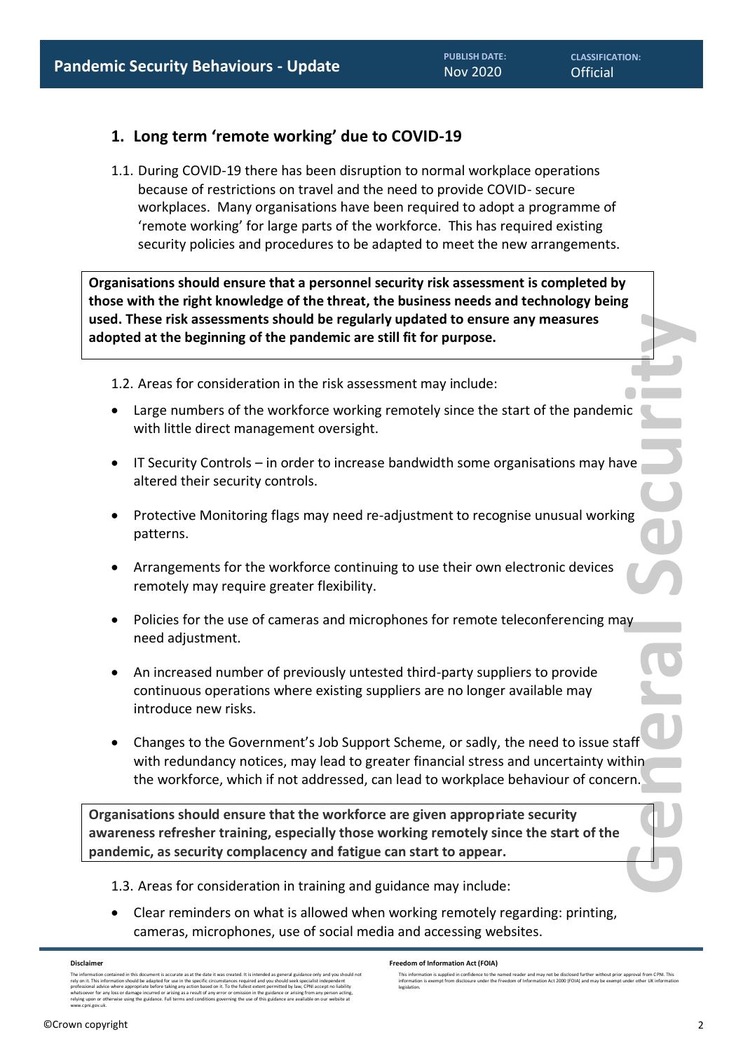## 1. Long term 'remote working' due to COVID-19

1.1. During COVID-19 there has been disruption to normal workplace operations because of restrictions on travel and the need to provide COVID- secure workplaces. Many organisations have been required to adopt a programme of 'remote working' for large parts of the workforce. This has required existing security policies and procedures to be adapted to meet the new arrangements.

**Organisations should ensure that a personnel security risk assessment is completed by those with the right knowledge of the threat, the business needs and technology being used. These risk assessments should be regularly updated to ensure any measures adopted at the beginning of the pandemic are still fit for purpose.**

1.2. Areas for consideration in the risk assessment may include:

- Large numbers of the workforce working remotely since the start of the pandemic with little direct management oversight.
- IT Security Controls – in order to increase bandwidth some organisations may have altered their security controls.
- Protective Monitoring flags may need re-adjustment to recognise unusual working patterns.
- Arrangements for the workforce continuing to use their own electronic devices remotely may require greater flexibility.
- Policies for the use of cameras and microphones for remote teleconferencing may need adjustment.
- An increased number of previously untested third-party suppliers to provide continuous operations where existing suppliers are no longer available may introduce new risks.
- Changes to the Government's Job Support Scheme, or sadly, the need to issue staff with redundancy notices, may lead to greater financial stress and uncertainty within the workforce, which if not addressed, can lead to workplace behaviour of concern.

**Organisations should ensure that the workforce are given appropriate security awareness refresher training, especially those working remotely since the start of the pandemic, as security complacency and fatigue can start to appear.**

1.3. Areas for consideration in training and guidance may include:

- Clear reminders on what is allowed when working remotely regarding: printing, cameras, microphones, use of social media and accessing websites.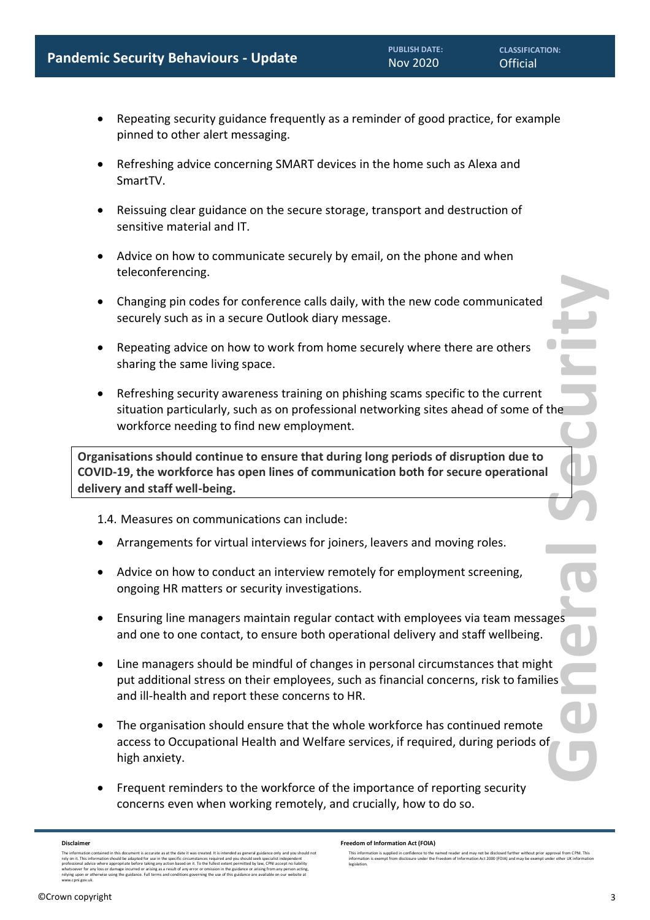- Repeating security guidance frequently as a reminder of good practice, for example pinned to other alert messaging.

- Refreshing advice concerning SMART devices in the home such as Alexa and SmartTV.

- Reissuing clear guidance on the secure storage, transport and destruction of sensitive material and IT.

- Advice on how to communicate securely by email, on the phone and when teleconferencing.

- Changing pin codes for conference calls daily, with the new code communicated securely such as in a secure Outlook diary message.

- Repeating advice on how to work from home securely where there are others sharing the same living space.

- Refreshing security awareness training on phishing scams specific to the current situation particularly, such as on professional networking sites ahead of some of the workforce needing to find new employment.

**Organisations should continue to ensure that during long periods of disruption due to COVID-19, the workforce has open lines of communication both for secure operational delivery and staff well-being.**

1.4. Measures on communications can include:

- Arrangements for virtual interviews for joiners, leavers and moving roles.

- Advice on how to conduct an interview remotely for employment screening, ongoing HR matters or security investigations.

- Ensuring line managers maintain regular contact with employees via team messages and one to one contact, to ensure both operational delivery and staff wellbeing.

- Line managers should be mindful of changes in personal circumstances that might put additional stress on their employees, such as financial concerns, risk to families and ill-health and report these concerns to HR.

- The organisation should ensure that the whole workforce has continued remote access to Occupational Health and Welfare services, if required, during periods of high anxiety.

- Frequent reminders to the workforce of the importance of reporting security concerns even when working remotely, and crucially, how to do so.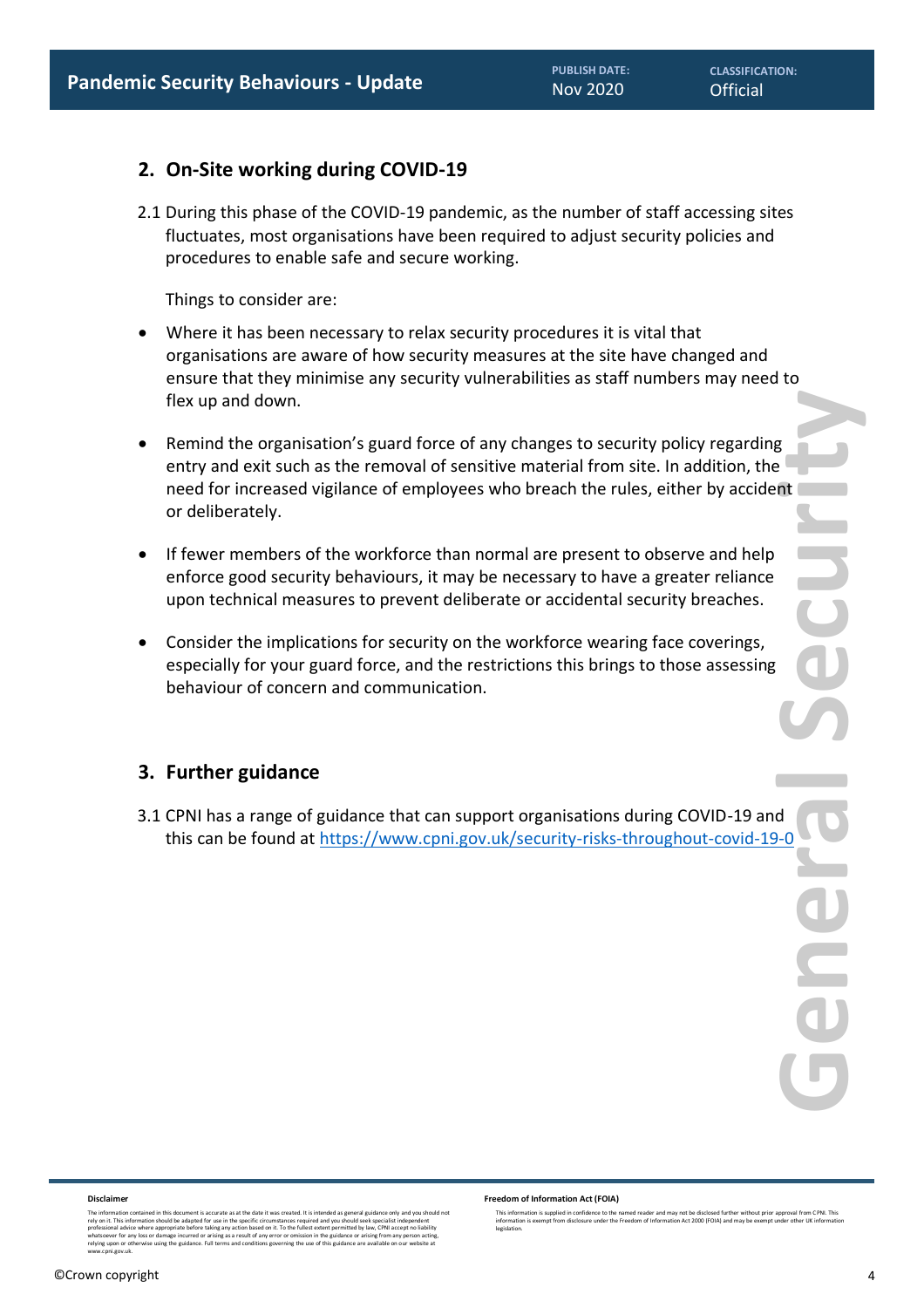## 2. On-Site working during COVID-19

2.1 During this phase of the COVID-19 pandemic, as the number of staff accessing sites fluctuates, most organisations have been required to adjust security policies and procedures to enable safe and secure working.

Things to consider are:

- Where it has been necessary to relax security procedures it is vital that organisations are aware of how security measures at the site have changed and ensure that they minimise any security vulnerabilities as staff numbers may need to flex up and down.
- Remind the organisation's guard force of any changes to security policy regarding entry and exit such as the removal of sensitive material from site. In addition, the need for increased vigilance of employees who breach the rules, either by accident or deliberately.
- If fewer members of the workforce than normal are present to observe and help enforce good security behaviours, it may be necessary to have a greater reliance upon technical measures to prevent deliberate or accidental security breaches.
- Consider the implications for security on the workforce wearing face coverings, especially for your guard force, and the restrictions this brings to those assessing behaviour of concern and communication.

## 3. Further guidance

3.1 CPNI has a range of guidance that can support organisations during COVID-19 and this can be found at https://www.cpni.gov.uk/security-risks-throughout-covid-19-0

**Disclaimer**

The information contained in this document is accurate as at the date it was created. It is intended as general guidance only and you should not rely on it. This information should be adapted for use in the specific circumstances required and you should seek specialist independent professional advice where appropriate before taking any action based on it. To the fullest extent permitted by law, CPNI accept no liability whatsoever for any loss or damage incurred or arising as a result of any error or omission in the guidance or arising from any person acting, relying upon or otherwise using the guidance. Full terms and conditions governing the use of this guidance are available on our website at www.cpni.gov.uk.

**Freedom of Information Act (FOIA)**

This information is supplied in confidence to the named reader and may not be disclosed further without prior approval from CPNI. This information is exempt from disclosure under the Freedom of Information Act 2000 (FOIA) and may be exempt under other UK information legislation.

©Crown copyright